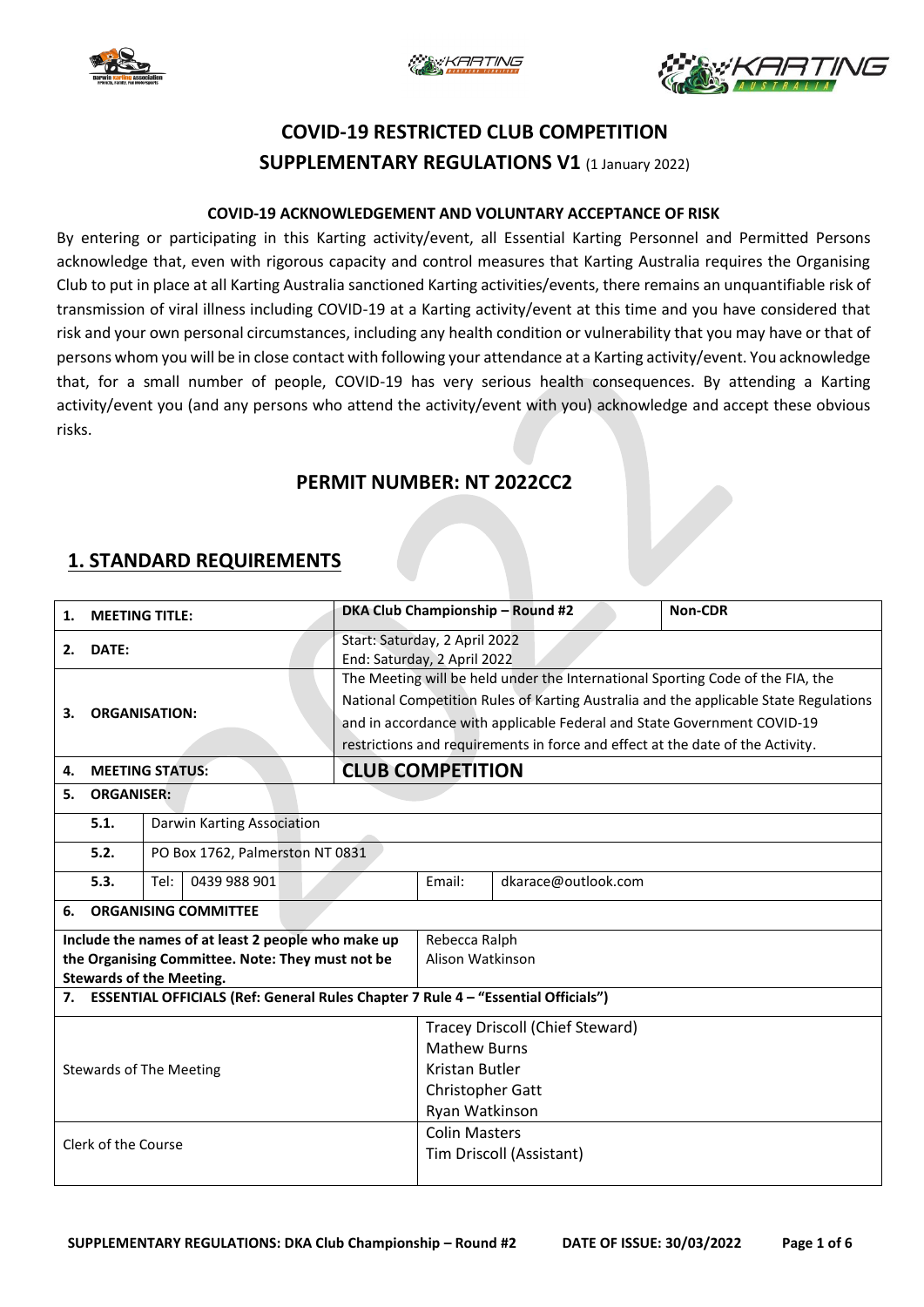# COVID-19 RESTRICTED CLUB COMPETITION
## SUPPLEMENTARY REGULATIONS V1 (1 January 2022)

**COVID-19 ACKNOWLEDGEMENT AND VOLUNTARY ACCEPTANCE OF RISK**

By entering or participating in this Karting activity/event, all Essential Karting Personnel and Permitted Persons acknowledge that, even with rigorous capacity and control measures that Karting Australia requires the Organising Club to put in place at all Karting Australia sanctioned Karting activities/events, there remains an unquantifiable risk of transmission of viral illness including COVID-19 at a Karting activity/event at this time and you have considered that risk and your own personal circumstances, including any health condition or vulnerability that you may have or that of persons whom you will be in close contact with following your attendance at a Karting activity/event. You acknowledge that, for a small number of people, COVID-19 has very serious health consequences. By attending a Karting activity/event you (and any persons who attend the activity/event with you) acknowledge and accept these obvious risks.

## PERMIT NUMBER: NT 2022CC2

## 1. STANDARD REQUIREMENTS

| | | |
|---|---|---|
| **1. MEETING TITLE:** | **DKA Club Championship – Round #2** | **Non-CDR** |
| **2. DATE:** | Start: Saturday, 2 April 2022<br>End: Saturday, 2 April 2022 | |
| **3. ORGANISATION:** | The Meeting will be held under the International Sporting Code of the FIA, the National Competition Rules of Karting Australia and the applicable State Regulations and in accordance with applicable Federal and State Government COVID-19 restrictions and requirements in force and effect at the date of the Activity. | |
| **4. MEETING STATUS:** | **CLUB COMPETITION** | |

| | | | | |
|---|---|---|---|---|
| **5. ORGANISER:** | | | | |
| **5.1.** | Darwin Karting Association | | | |
| **5.2.** | PO Box 1762, Palmerston NT 0831 | | | |
| **5.3.** | Tel: 0439 988 901 | | Email: | dkarace@outlook.com |

| | |
|---|---|
| **6. ORGANISING COMMITTEE** | |
| **Include the names of at least 2 people who make up the Organising Committee. Note: They must not be Stewards of the Meeting.** | Rebecca Ralph<br>Alison Watkinson |
| **7. ESSENTIAL OFFICIALS (Ref: General Rules Chapter 7 Rule 4 – "Essential Officials")** | |
| Stewards of The Meeting | Tracey Driscoll (Chief Steward)<br>Mathew Burns<br>Kristan Butler<br>Christopher Gatt<br>Ryan Watkinson |
| Clerk of the Course | Colin Masters<br>Tim Driscoll (Assistant) |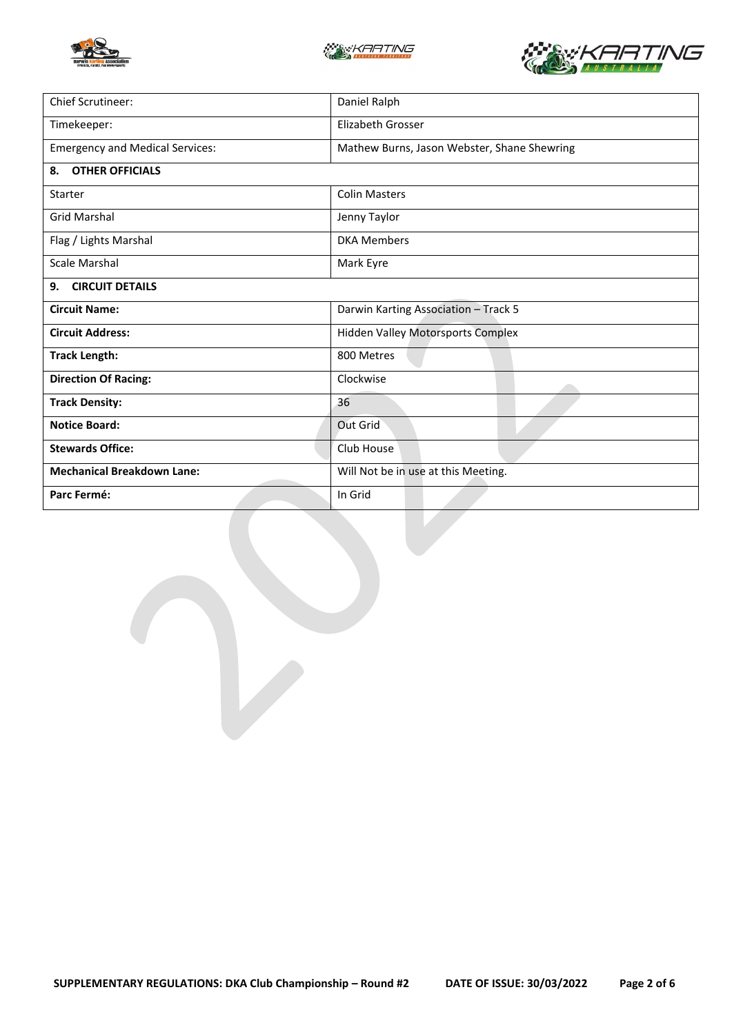| | |
|---|---|
| Chief Scrutineer: | Daniel Ralph |
| Timekeeper: | Elizabeth Grosser |
| Emergency and Medical Services: | Mathew Burns, Jason Webster, Shane Shewring |
| **8. OTHER OFFICIALS** | |
| Starter | Colin Masters |
| Grid Marshal | Jenny Taylor |
| Flag / Lights Marshal | DKA Members |
| Scale Marshal | Mark Eyre |
| **9. CIRCUIT DETAILS** | |
| **Circuit Name:** | Darwin Karting Association – Track 5 |
| **Circuit Address:** | Hidden Valley Motorsports Complex |
| **Track Length:** | 800 Metres |
| **Direction Of Racing:** | Clockwise |
| **Track Density:** | 36 |
| **Notice Board:** | Out Grid |
| **Stewards Office:** | Club House |
| **Mechanical Breakdown Lane:** | Will Not be in use at this Meeting. |
| **Parc Fermé:** | In Grid |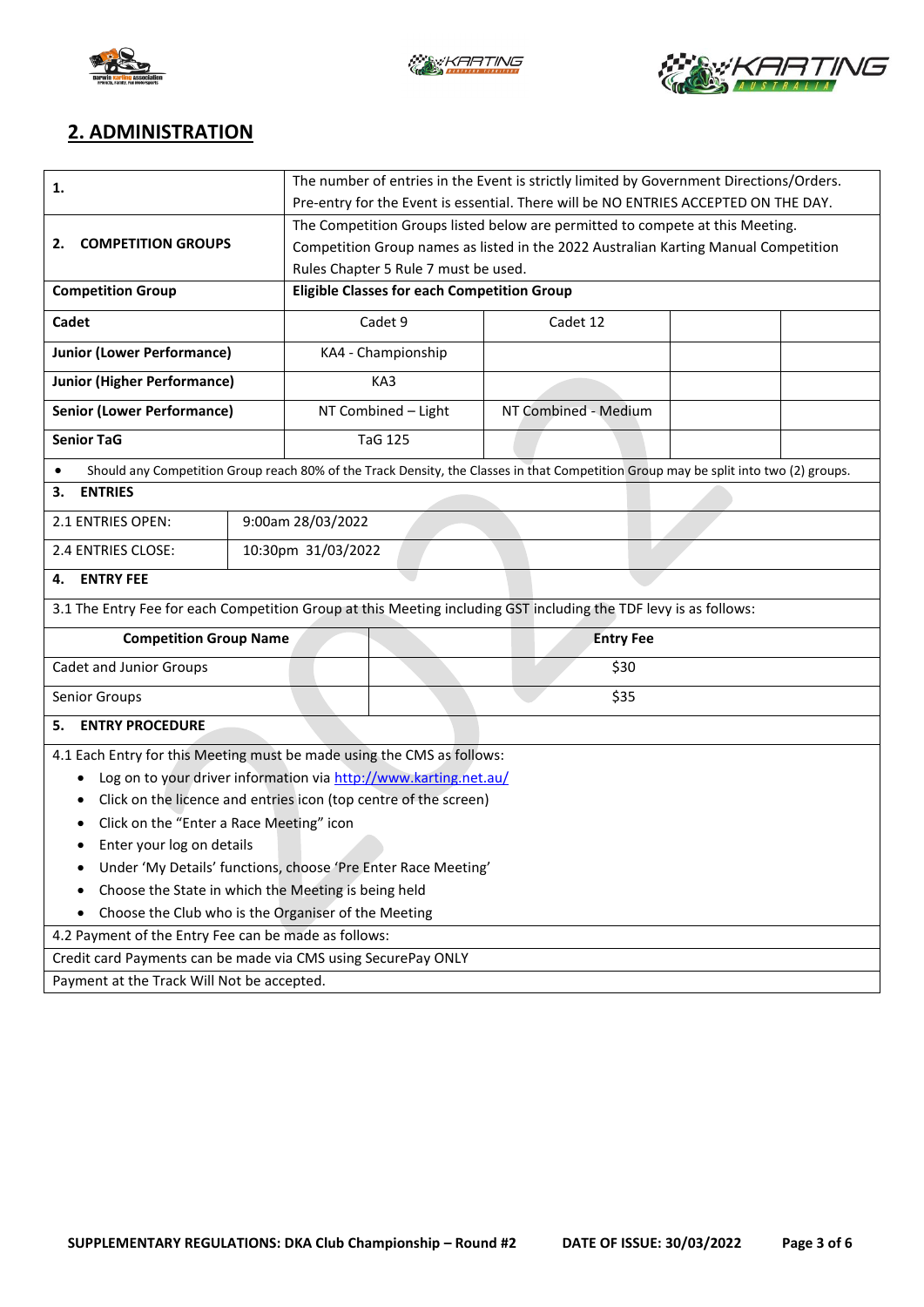## 2. ADMINISTRATION

| 1. | The number of entries in the Event is strictly limited by Government Directions/Orders. Pre-entry for the Event is essential. There will be NO ENTRIES ACCEPTED ON THE DAY. | | | |
|---|---|---|---|---|
| **2. COMPETITION GROUPS** | The Competition Groups listed below are permitted to compete at this Meeting. Competition Group names as listed in the 2022 Australian Karting Manual Competition Rules Chapter 5 Rule 7 must be used. | | | |
| **Competition Group** | **Eligible Classes for each Competition Group** | | | |
| **Cadet** | Cadet 9 | Cadet 12 | | |
| **Junior (Lower Performance)** | KA4 - Championship | | | |
| **Junior (Higher Performance)** | KA3 | | | |
| **Senior (Lower Performance)** | NT Combined – Light | NT Combined - Medium | | |
| **Senior TaG** | TaG 125 | | | |

- Should any Competition Group reach 80% of the Track Density, the Classes in that Competition Group may be split into two (2) groups.

**3. ENTRIES**

| | |
|---|---|
| 2.1 ENTRIES OPEN: | 9:00am 28/03/2022 |
| 2.4 ENTRIES CLOSE: | 10:30pm 31/03/2022 |

**4. ENTRY FEE**

3.1 The Entry Fee for each Competition Group at this Meeting including GST including the TDF levy is as follows:

| Competition Group Name | Entry Fee |
|---|---|
| Cadet and Junior Groups | $30 |
| Senior Groups | $35 |

**5. ENTRY PROCEDURE**

4.1 Each Entry for this Meeting must be made using the CMS as follows:

- Log on to your driver information via http://www.karting.net.au/
- Click on the licence and entries icon (top centre of the screen)
- Click on the "Enter a Race Meeting" icon
- Enter your log on details
- Under 'My Details' functions, choose 'Pre Enter Race Meeting'
- Choose the State in which the Meeting is being held
- Choose the Club who is the Organiser of the Meeting

4.2 Payment of the Entry Fee can be made as follows:

Credit card Payments can be made via CMS using SecurePay ONLY

Payment at the Track Will Not be accepted.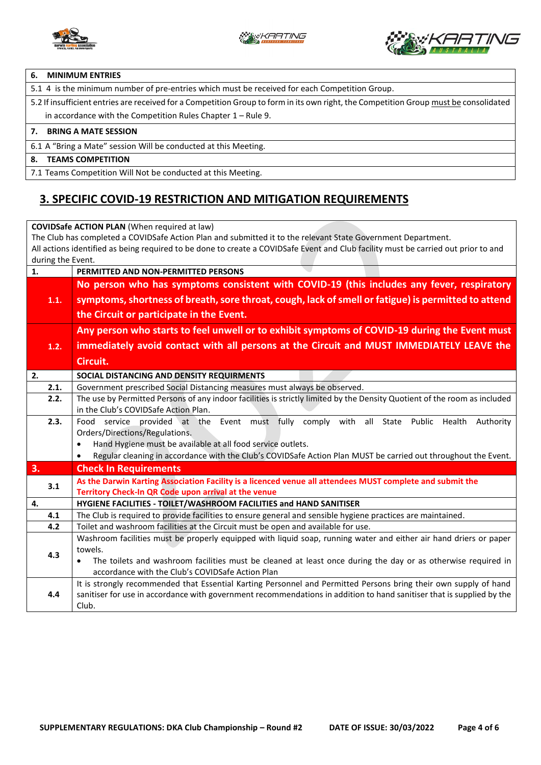| 6. | MINIMUM ENTRIES |
|---|---|
| 5.1 4 is the minimum number of pre-entries which must be received for each Competition Group. | |
| 5.2 If insufficient entries are received for a Competition Group to form in its own right, the Competition Group must be consolidated in accordance with the Competition Rules Chapter 1 – Rule 9. | |

| 7. | BRING A MATE SESSION |
|---|---|
| 6.1 A "Bring a Mate" session Will be conducted at this Meeting. | |

| 8. | TEAMS COMPETITION |
|---|---|
| 7.1 Teams Competition Will Not be conducted at this Meeting. | |

## 3. SPECIFIC COVID-19 RESTRICTION AND MITIGATION REQUIREMENTS

**COVIDSafe ACTION PLAN** (When required at law)
The Club has completed a COVIDSafe Action Plan and submitted it to the relevant State Government Department.
All actions identified as being required to be done to create a COVIDSafe Event and Club facility must be carried out prior to and during the Event.

| | |
|---|---|
| **1.** | **PERMITTED AND NON-PERMITTED PERSONS** |
| **1.1.** | **No person who has symptoms consistent with COVID-19 (this includes any fever, respiratory symptoms, shortness of breath, sore throat, cough, lack of smell or fatigue) is permitted to attend the Circuit or participate in the Event.** |
| **1.2.** | **Any person who starts to feel unwell or to exhibit symptoms of COVID-19 during the Event must immediately avoid contact with all persons at the Circuit and MUST IMMEDIATELY LEAVE the Circuit.** |
| **2.** | **SOCIAL DISTANCING AND DENSITY REQUIRMENTS** |
| **2.1.** | Government prescribed Social Distancing measures must always be observed. |
| **2.2.** | The use by Permitted Persons of any indoor facilities is strictly limited by the Density Quotient of the room as included in the Club's COVIDSafe Action Plan. |
| **2.3.** | Food service provided at the Event must fully comply with all State Public Health Authority Orders/Directions/Regulations.<br>• Hand Hygiene must be available at all food service outlets.<br>• Regular cleaning in accordance with the Club's COVIDSafe Action Plan MUST be carried out throughout the Event. |
| **3.** | **Check In Requirements** |
| **3.1** | **As the Darwin Karting Association Facility is a licenced venue all attendees MUST complete and submit the Territory Check-In QR Code upon arrival at the venue** |
| **4.** | **HYGIENE FACILITIES - TOILET/WASHROOM FACILITIES and HAND SANITISER** |
| **4.1** | The Club is required to provide facilities to ensure general and sensible hygiene practices are maintained. |
| **4.2** | Toilet and washroom facilities at the Circuit must be open and available for use. |
| **4.3** | Washroom facilities must be properly equipped with liquid soap, running water and either air hand driers or paper towels.<br>• The toilets and washroom facilities must be cleaned at least once during the day or as otherwise required in accordance with the Club's COVIDSafe Action Plan |
| **4.4** | It is strongly recommended that Essential Karting Personnel and Permitted Persons bring their own supply of hand sanitiser for use in accordance with government recommendations in addition to hand sanitiser that is supplied by the Club. |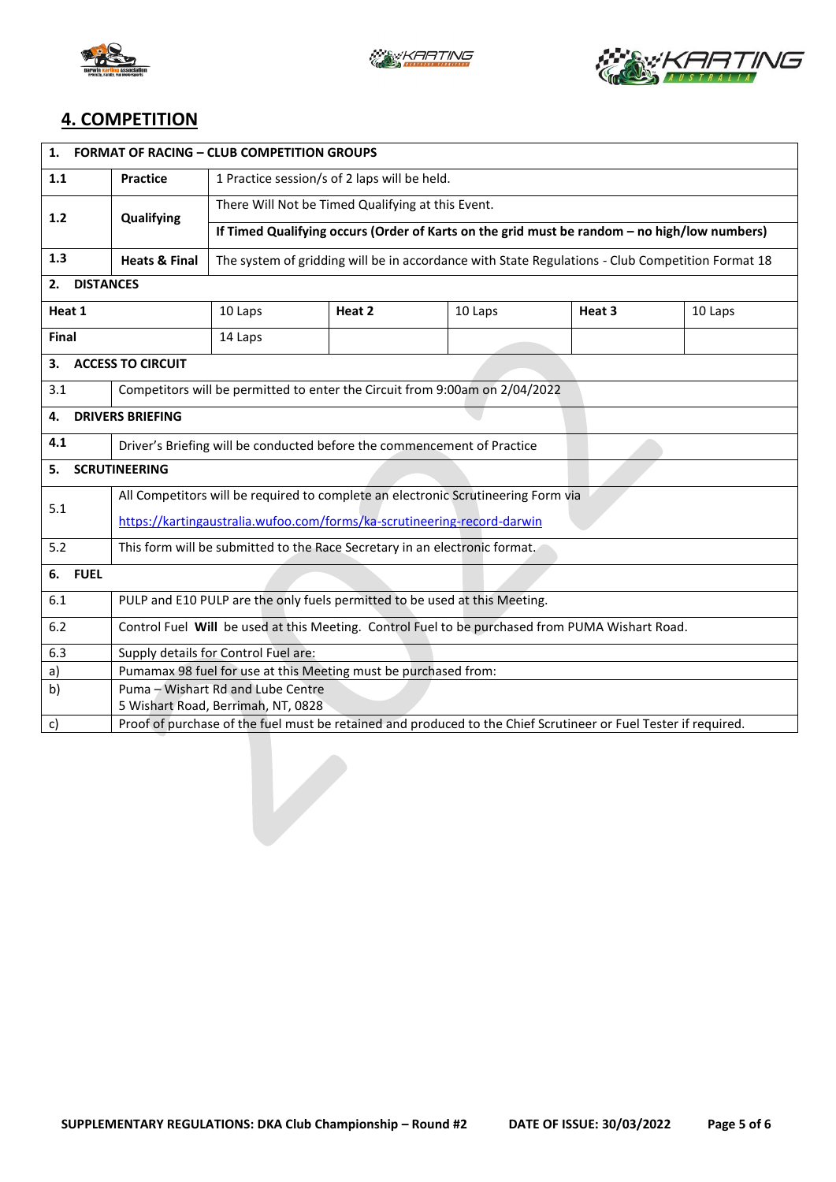## 4. COMPETITION

| 1. FORMAT OF RACING – CLUB COMPETITION GROUPS | | |
|---|---|---|
| 1.1 | **Practice** | 1 Practice session/s of 2 laps will be held. |
| 1.2 | **Qualifying** | There Will Not be Timed Qualifying at this Event. |
| | | **If Timed Qualifying occurs (Order of Karts on the grid must be random – no high/low numbers)** |
| 1.3 | **Heats & Final** | The system of gridding will be in accordance with State Regulations - Club Competition Format 18 |

| 2. DISTANCES | | | | | |
|---|---|---|---|---|---|
| **Heat 1** | 10 Laps | **Heat 2** | 10 Laps | **Heat 3** | 10 Laps |
| **Final** | 14 Laps | | | | |

| 3. ACCESS TO CIRCUIT | |
|---|---|
| 3.1 | Competitors will be permitted to enter the Circuit from 9:00am on 2/04/2022 |
| **4. DRIVERS BRIEFING** | |
| 4.1 | Driver's Briefing will be conducted before the commencement of Practice |
| **5. SCRUTINEERING** | |
| 5.1 | All Competitors will be required to complete an electronic Scrutineering Form via https://kartingaustralia.wufoo.com/forms/ka-scrutineering-record-darwin |
| 5.2 | This form will be submitted to the Race Secretary in an electronic format. |
| **6. FUEL** | |
| 6.1 | PULP and E10 PULP are the only fuels permitted to be used at this Meeting. |
| 6.2 | Control Fuel **Will** be used at this Meeting. Control Fuel to be purchased from PUMA Wishart Road. |
| 6.3 | Supply details for Control Fuel are: |
| a) | Pumamax 98 fuel for use at this Meeting must be purchased from: |
| b) | Puma – Wishart Rd and Lube Centre<br>5 Wishart Road, Berrimah, NT, 0828 |
| c) | Proof of purchase of the fuel must be retained and produced to the Chief Scrutineer or Fuel Tester if required. |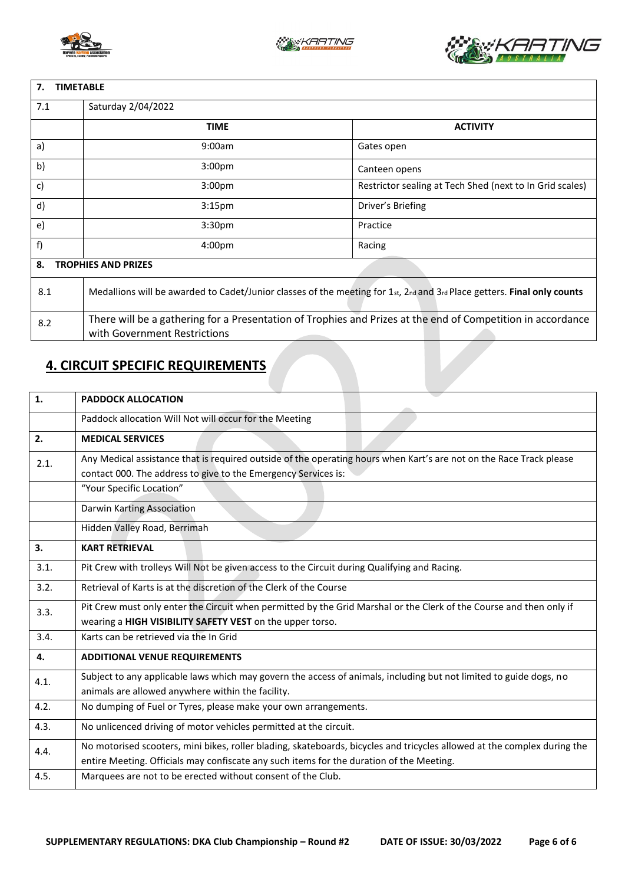| 7. | TIMETABLE | |
|---|---|---|
| 7.1 | Saturday 2/04/2022 | |
| | **TIME** | **ACTIVITY** |
| a) | 9:00am | Gates open |
| b) | 3:00pm | Canteen opens |
| c) | 3:00pm | Restrictor sealing at Tech Shed (next to In Grid scales) |
| d) | 3:15pm | Driver's Briefing |
| e) | 3:30pm | Practice |
| f) | 4:00pm | Racing |

| 8. | TROPHIES AND PRIZES |
|---|---|
| 8.1 | Medallions will be awarded to Cadet/Junior classes of the meeting for 1st, 2nd and 3rd Place getters. **Final only counts** |
| 8.2 | There will be a gathering for a Presentation of Trophies and Prizes at the end of Competition in accordance with Government Restrictions |

## 4. CIRCUIT SPECIFIC REQUIREMENTS

| | |
|---|---|
| **1.** | **PADDOCK ALLOCATION** |
| | Paddock allocation Will Not will occur for the Meeting |
| **2.** | **MEDICAL SERVICES** |
| 2.1. | Any Medical assistance that is required outside of the operating hours when Kart's are not on the Race Track please contact 000. The address to give to the Emergency Services is: |
| | "Your Specific Location" |
| | Darwin Karting Association |
| | Hidden Valley Road, Berrimah |
| **3.** | **KART RETRIEVAL** |
| 3.1. | Pit Crew with trolleys Will Not be given access to the Circuit during Qualifying and Racing. |
| 3.2. | Retrieval of Karts is at the discretion of the Clerk of the Course |
| 3.3. | Pit Crew must only enter the Circuit when permitted by the Grid Marshal or the Clerk of the Course and then only if wearing a **HIGH VISIBILITY SAFETY VEST** on the upper torso. |
| 3.4. | Karts can be retrieved via the In Grid |
| **4.** | **ADDITIONAL VENUE REQUIREMENTS** |
| 4.1. | Subject to any applicable laws which may govern the access of animals, including but not limited to guide dogs, no animals are allowed anywhere within the facility. |
| 4.2. | No dumping of Fuel or Tyres, please make your own arrangements. |
| 4.3. | No unlicenced driving of motor vehicles permitted at the circuit. |
| 4.4. | No motorised scooters, mini bikes, roller blading, skateboards, bicycles and tricycles allowed at the complex during the entire Meeting. Officials may confiscate any such items for the duration of the Meeting. |
| 4.5. | Marquees are not to be erected without consent of the Club. |